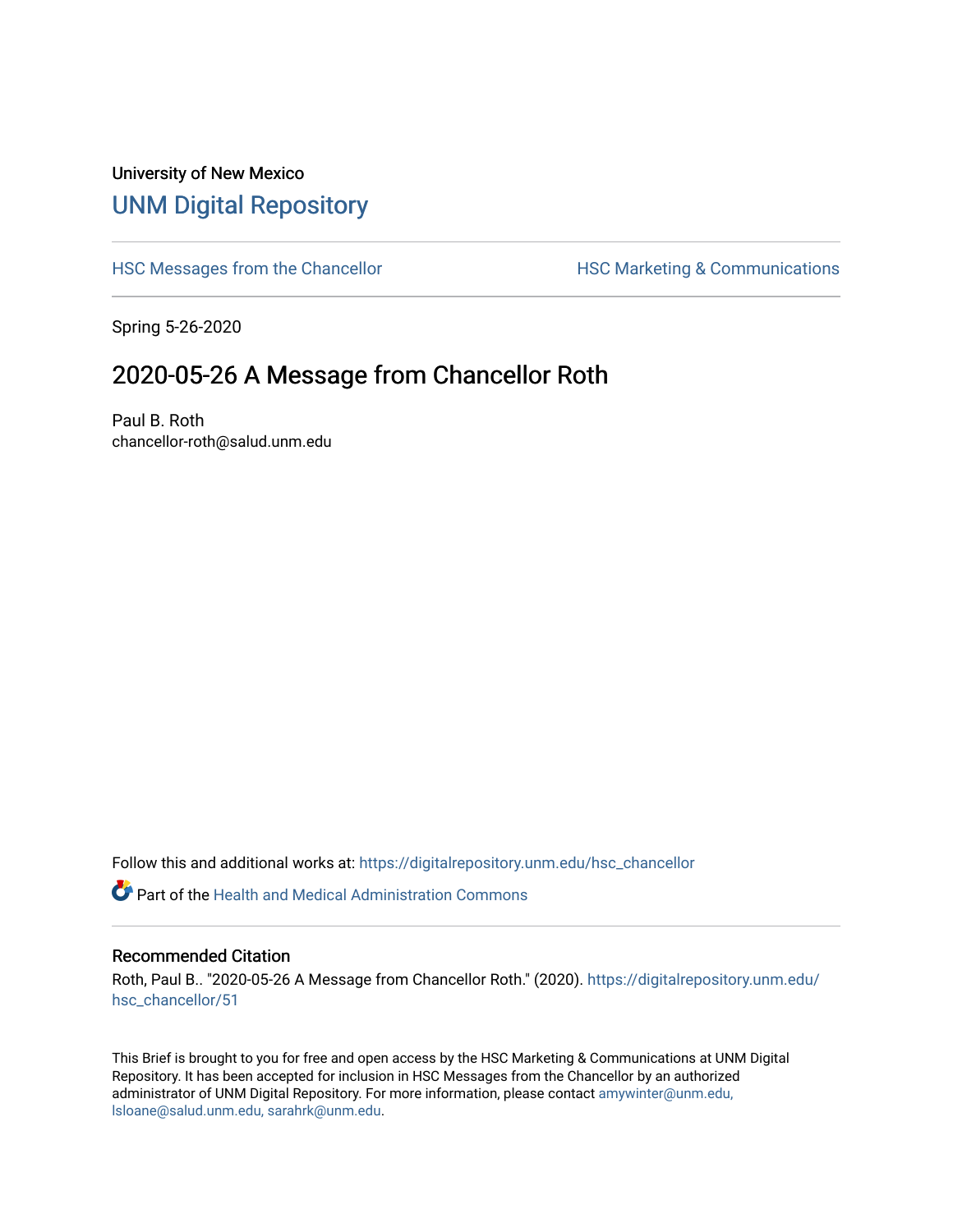University of New Mexico

# UNM Digital Repository

HSC Messages from the Chancellor

HSC Marketing & Communications

Spring 5-26-2020

## 2020-05-26 A Message from Chancellor Roth

Paul B. Roth
chancellor-roth@salud.unm.edu

Follow this and additional works at: https://digitalrepository.unm.edu/hsc_chancellor

Part of the Health and Medical Administration Commons

### Recommended Citation

Roth, Paul B.. "2020-05-26 A Message from Chancellor Roth." (2020). https://digitalrepository.unm.edu/hsc_chancellor/51

This Brief is brought to you for free and open access by the HSC Marketing & Communications at UNM Digital Repository. It has been accepted for inclusion in HSC Messages from the Chancellor by an authorized administrator of UNM Digital Repository. For more information, please contact amywinter@unm.edu, lsloane@salud.unm.edu, sarahrk@unm.edu.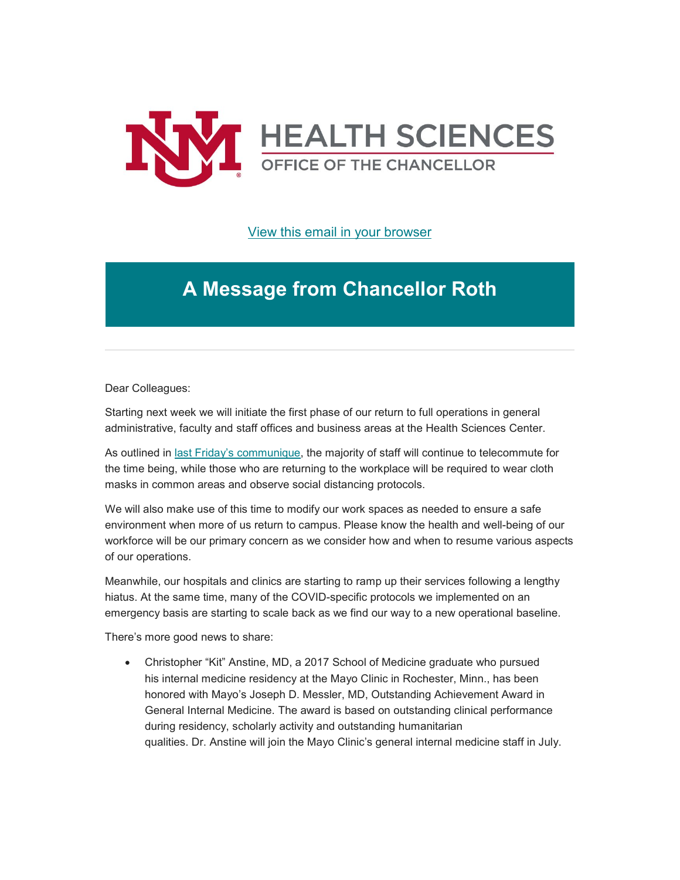# HEALTH SCIENCES

OFFICE OF THE CHANCELLOR

[View this email in your browser]

## A Message from Chancellor Roth

Dear Colleagues:

Starting next week we will initiate the first phase of our return to full operations in general administrative, faculty and staff offices and business areas at the Health Sciences Center.

As outlined in last Friday's communique, the majority of staff will continue to telecommute for the time being, while those who are returning to the workplace will be required to wear cloth masks in common areas and observe social distancing protocols.

We will also make use of this time to modify our work spaces as needed to ensure a safe environment when more of us return to campus. Please know the health and well-being of our workforce will be our primary concern as we consider how and when to resume various aspects of our operations.

Meanwhile, our hospitals and clinics are starting to ramp up their services following a lengthy hiatus. At the same time, many of the COVID-specific protocols we implemented on an emergency basis are starting to scale back as we find our way to a new operational baseline.

There's more good news to share:

- Christopher "Kit" Anstine, MD, a 2017 School of Medicine graduate who pursued his internal medicine residency at the Mayo Clinic in Rochester, Minn., has been honored with Mayo's Joseph D. Messler, MD, Outstanding Achievement Award in General Internal Medicine. The award is based on outstanding clinical performance during residency, scholarly activity and outstanding humanitarian qualities. Dr. Anstine will join the Mayo Clinic's general internal medicine staff in July.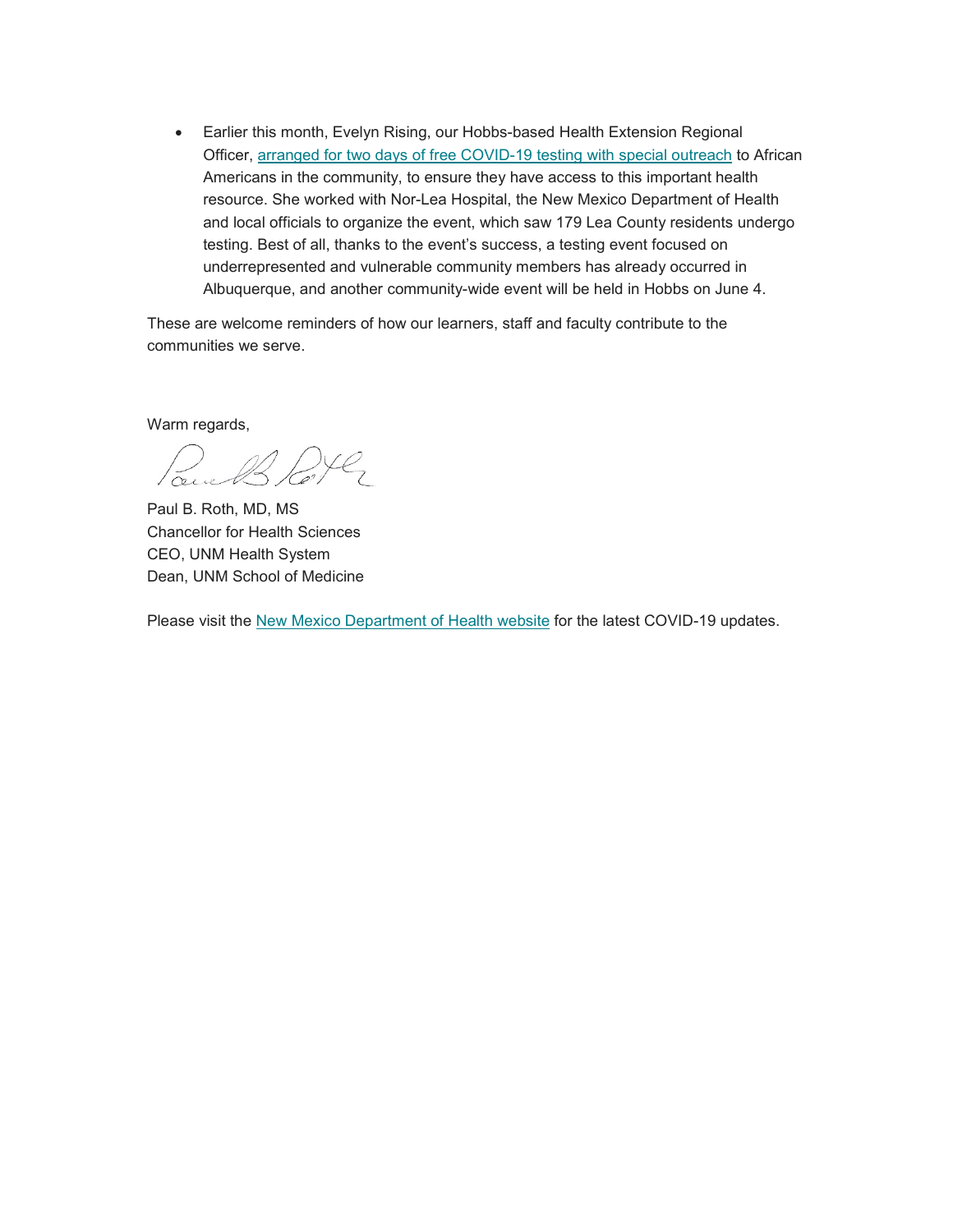- Earlier this month, Evelyn Rising, our Hobbs-based Health Extension Regional Officer, arranged for two days of free COVID-19 testing with special outreach to African Americans in the community, to ensure they have access to this important health resource. She worked with Nor-Lea Hospital, the New Mexico Department of Health and local officials to organize the event, which saw 179 Lea County residents undergo testing. Best of all, thanks to the event's success, a testing event focused on underrepresented and vulnerable community members has already occurred in Albuquerque, and another community-wide event will be held in Hobbs on June 4.

These are welcome reminders of how our learners, staff and faculty contribute to the communities we serve.

Warm regards,

Paul B. Roth, MD, MS
Chancellor for Health Sciences
CEO, UNM Health System
Dean, UNM School of Medicine

Please visit the New Mexico Department of Health website for the latest COVID-19 updates.